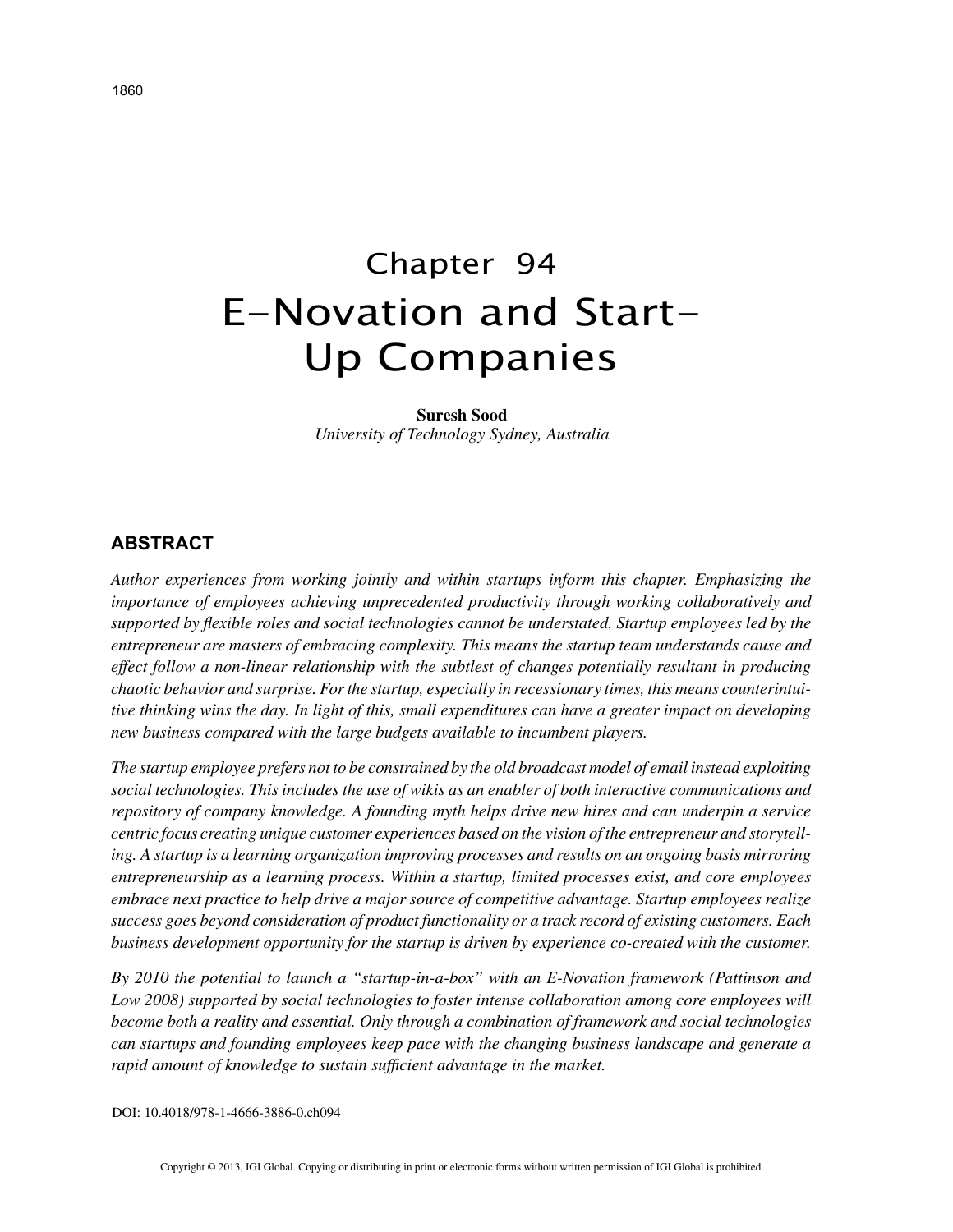# Chapter 94
# E-Novation and Start-Up Companies

**Suresh Sood**
*University of Technology Sydney, Australia*

## ABSTRACT

*Author experiences from working jointly and within startups inform this chapter. Emphasizing the importance of employees achieving unprecedented productivity through working collaboratively and supported by flexible roles and social technologies cannot be understated. Startup employees led by the entrepreneur are masters of embracing complexity. This means the startup team understands cause and effect follow a non-linear relationship with the subtlest of changes potentially resultant in producing chaotic behavior and surprise. For the startup, especially in recessionary times, this means counterintuitive thinking wins the day. In light of this, small expenditures can have a greater impact on developing new business compared with the large budgets available to incumbent players.*

*The startup employee prefers not to be constrained by the old broadcast model of email instead exploiting social technologies. This includes the use of wikis as an enabler of both interactive communications and repository of company knowledge. A founding myth helps drive new hires and can underpin a service centric focus creating unique customer experiences based on the vision of the entrepreneur and storytelling. A startup is a learning organization improving processes and results on an ongoing basis mirroring entrepreneurship as a learning process. Within a startup, limited processes exist, and core employees embrace next practice to help drive a major source of competitive advantage. Startup employees realize success goes beyond consideration of product functionality or a track record of existing customers. Each business development opportunity for the startup is driven by experience co-created with the customer.*

*By 2010 the potential to launch a "startup-in-a-box" with an E-Novation framework (Pattinson and Low 2008) supported by social technologies to foster intense collaboration among core employees will become both a reality and essential. Only through a combination of framework and social technologies can startups and founding employees keep pace with the changing business landscape and generate a rapid amount of knowledge to sustain sufficient advantage in the market.*

DOI: 10.4018/978-1-4666-3886-0.ch094

Copyright © 2013, IGI Global. Copying or distributing in print or electronic forms without written permission of IGI Global is prohibited.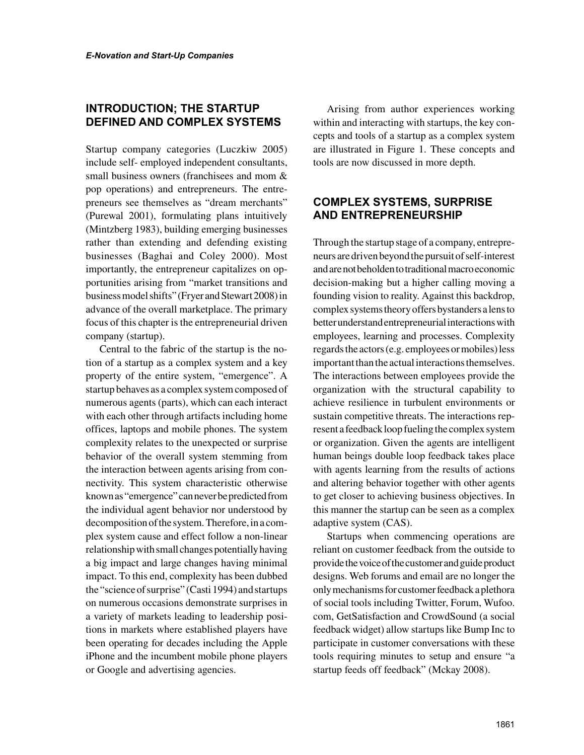## INTRODUCTION; THE STARTUP DEFINED AND COMPLEX SYSTEMS

Startup company categories (Luczkiw 2005) include self- employed independent consultants, small business owners (franchisees and mom & pop operations) and entrepreneurs. The entrepreneurs see themselves as "dream merchants" (Purewal 2001), formulating plans intuitively (Mintzberg 1983), building emerging businesses rather than extending and defending existing businesses (Baghai and Coley 2000). Most importantly, the entrepreneur capitalizes on opportunities arising from "market transitions and business model shifts" (Fryer and Stewart 2008) in advance of the overall marketplace. The primary focus of this chapter is the entrepreneurial driven company (startup).

Central to the fabric of the startup is the notion of a startup as a complex system and a key property of the entire system, "emergence". A startup behaves as a complex system composed of numerous agents (parts), which can each interact with each other through artifacts including home offices, laptops and mobile phones. The system complexity relates to the unexpected or surprise behavior of the overall system stemming from the interaction between agents arising from connectivity. This system characteristic otherwise known as "emergence" can never be predicted from the individual agent behavior nor understood by decomposition of the system. Therefore, in a complex system cause and effect follow a non-linear relationship with small changes potentially having a big impact and large changes having minimal impact. To this end, complexity has been dubbed the "science of surprise" (Casti 1994) and startups on numerous occasions demonstrate surprises in a variety of markets leading to leadership positions in markets where established players have been operating for decades including the Apple iPhone and the incumbent mobile phone players or Google and advertising agencies.

Arising from author experiences working within and interacting with startups, the key concepts and tools of a startup as a complex system are illustrated in Figure 1. These concepts and tools are now discussed in more depth.

## COMPLEX SYSTEMS, SURPRISE AND ENTREPRENEURSHIP

Through the startup stage of a company, entrepreneurs are driven beyond the pursuit of self-interest and are not beholden to traditional macro economic decision-making but a higher calling moving a founding vision to reality. Against this backdrop, complex systems theory offers bystanders a lens to better understand entrepreneurial interactions with employees, learning and processes. Complexity regards the actors (e.g. employees or mobiles) less important than the actual interactions themselves. The interactions between employees provide the organization with the structural capability to achieve resilience in turbulent environments or sustain competitive threats. The interactions represent a feedback loop fueling the complex system or organization. Given the agents are intelligent human beings double loop feedback takes place with agents learning from the results of actions and altering behavior together with other agents to get closer to achieving business objectives. In this manner the startup can be seen as a complex adaptive system (CAS).

Startups when commencing operations are reliant on customer feedback from the outside to provide the voice of the customer and guide product designs. Web forums and email are no longer the only mechanisms for customer feedback a plethora of social tools including Twitter, Forum, Wufoo.com, GetSatisfaction and CrowdSound (a social feedback widget) allow startups like Bump Inc to participate in customer conversations with these tools requiring minutes to setup and ensure "a startup feeds off feedback" (Mckay 2008).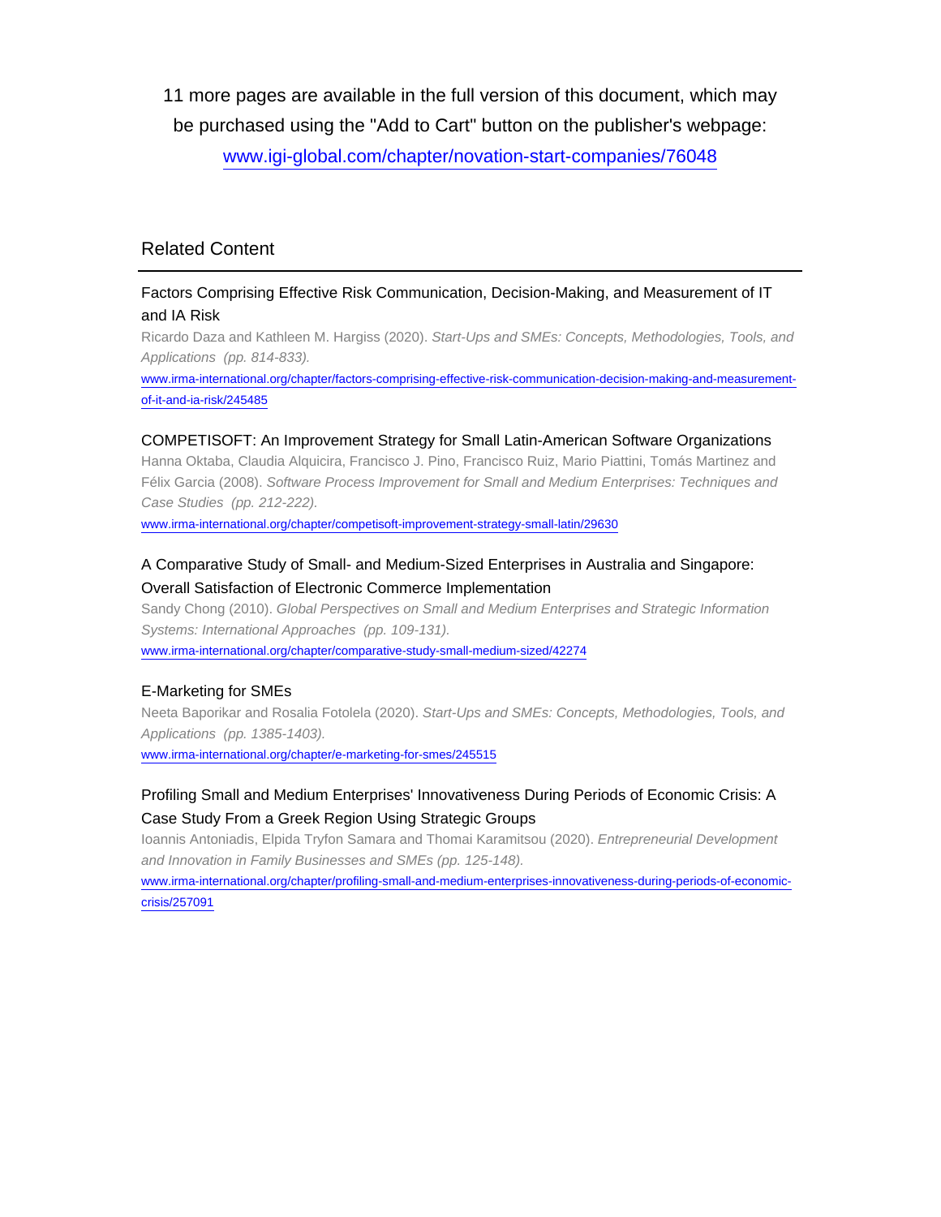11 more pages are available in the full version of this document, which may be purchased using the "Add to Cart" button on the publisher's webpage: www.igi-global.com/chapter/novation-start-companies/76048

## Related Content

### Factors Comprising Effective Risk Communication, Decision-Making, and Measurement of IT and IA Risk

Ricardo Daza and Kathleen M. Hargiss (2020). *Start-Ups and SMEs: Concepts, Methodologies, Tools, and Applications (pp. 814-833).*

www.irma-international.org/chapter/factors-comprising-effective-risk-communication-decision-making-and-measurement-of-it-and-ia-risk/245485

### COMPETISOFT: An Improvement Strategy for Small Latin-American Software Organizations

Hanna Oktaba, Claudia Alquicira, Francisco J. Pino, Francisco Ruiz, Mario Piattini, Tomás Martinez and Félix Garcia (2008). *Software Process Improvement for Small and Medium Enterprises: Techniques and Case Studies (pp. 212-222).*

www.irma-international.org/chapter/competisoft-improvement-strategy-small-latin/29630

### A Comparative Study of Small- and Medium-Sized Enterprises in Australia and Singapore: Overall Satisfaction of Electronic Commerce Implementation

Sandy Chong (2010). *Global Perspectives on Small and Medium Enterprises and Strategic Information Systems: International Approaches (pp. 109-131).*

www.irma-international.org/chapter/comparative-study-small-medium-sized/42274

### E-Marketing for SMEs

Neeta Baporikar and Rosalia Fotolela (2020). *Start-Ups and SMEs: Concepts, Methodologies, Tools, and Applications (pp. 1385-1403).*

www.irma-international.org/chapter/e-marketing-for-smes/245515

### Profiling Small and Medium Enterprises' Innovativeness During Periods of Economic Crisis: A Case Study From a Greek Region Using Strategic Groups

Ioannis Antoniadis, Elpida Tryfon Samara and Thomai Karamitsou (2020). *Entrepreneurial Development and Innovation in Family Businesses and SMEs (pp. 125-148).*

www.irma-international.org/chapter/profiling-small-and-medium-enterprises-innovativeness-during-periods-of-economic-crisis/257091